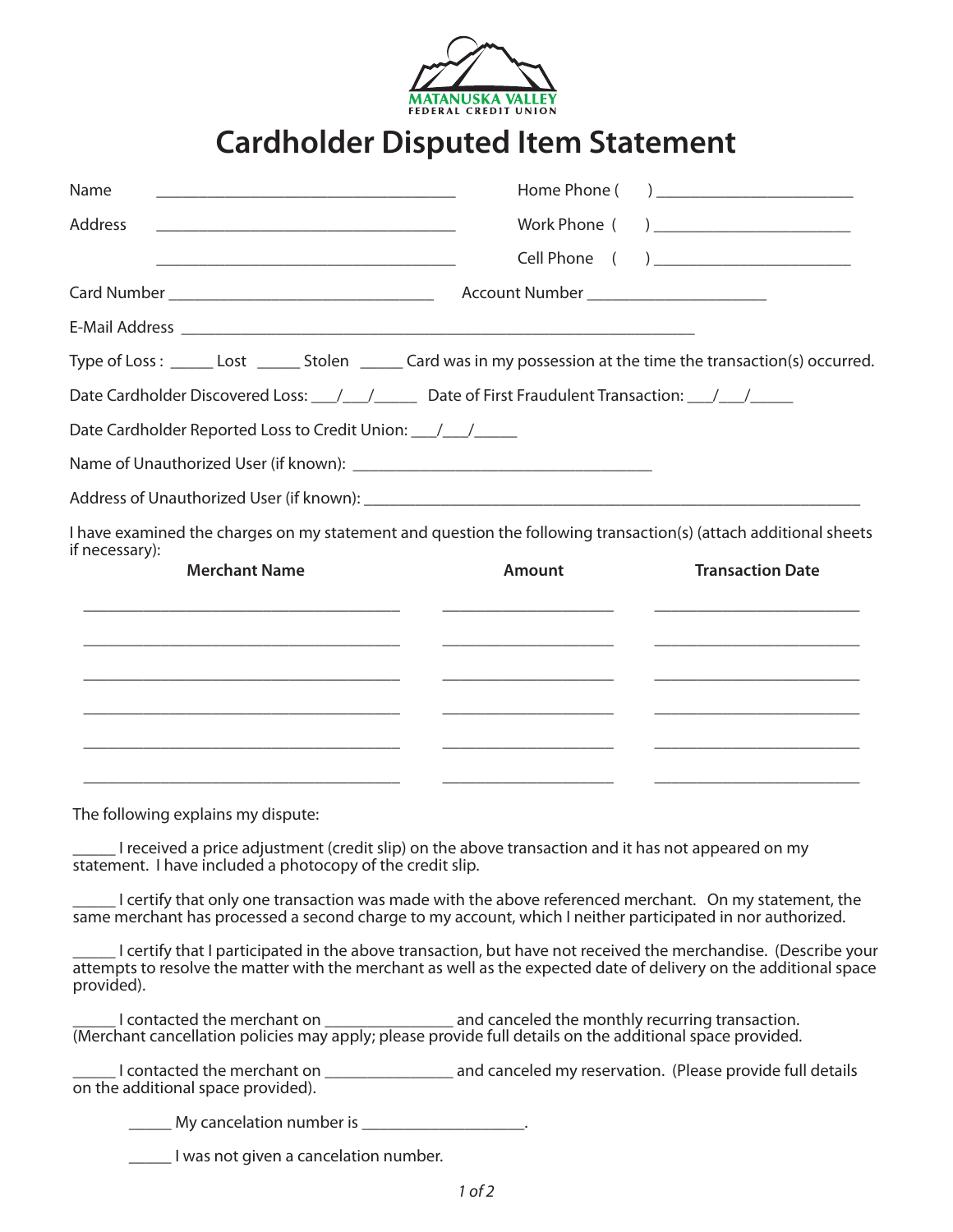MATANUSKA VALLEY
FEDERAL CREDIT UNION

# Cardholder Disputed Item Statement

Name ____________________________________ Home Phone ( ) ________________________

Address ____________________________________ Work Phone ( ) ________________________

____________________________________ Cell Phone ( ) ________________________

Card Number ________________________________ Account Number ______________________

E-Mail Address ______________________________________________________________

Type of Loss : _____ Lost _____ Stolen _____ Card was in my possession at the time the transaction(s) occurred.

Date Cardholder Discovered Loss: ___/___/_____ Date of First Fraudulent Transaction: ___/___/_____

Date Cardholder Reported Loss to Credit Union: ___/___/_____

Name of Unauthorized User (if known): ____________________________________

Address of Unauthorized User (if known): ______________________________________________________________

I have examined the charges on my statement and question the following transaction(s) (attach additional sheets if necessary):

| Merchant Name | Amount | Transaction Date |
|---|---|---|
| | | |
| | | |
| | | |
| | | |
| | | |
| | | |

The following explains my dispute:

_____ I received a price adjustment (credit slip) on the above transaction and it has not appeared on my statement. I have included a photocopy of the credit slip.

_____ I certify that only one transaction was made with the above referenced merchant. On my statement, the same merchant has processed a second charge to my account, which I neither participated in nor authorized.

_____ I certify that I participated in the above transaction, but have not received the merchandise. (Describe your attempts to resolve the matter with the merchant as well as the expected date of delivery on the additional space provided).

_____ I contacted the merchant on _______________ and canceled the monthly recurring transaction. (Merchant cancellation policies may apply; please provide full details on the additional space provided.

_____ I contacted the merchant on _______________ and canceled my reservation. (Please provide full details on the additional space provided).

_____ My cancelation number is ___________________.

_____ I was not given a cancelation number.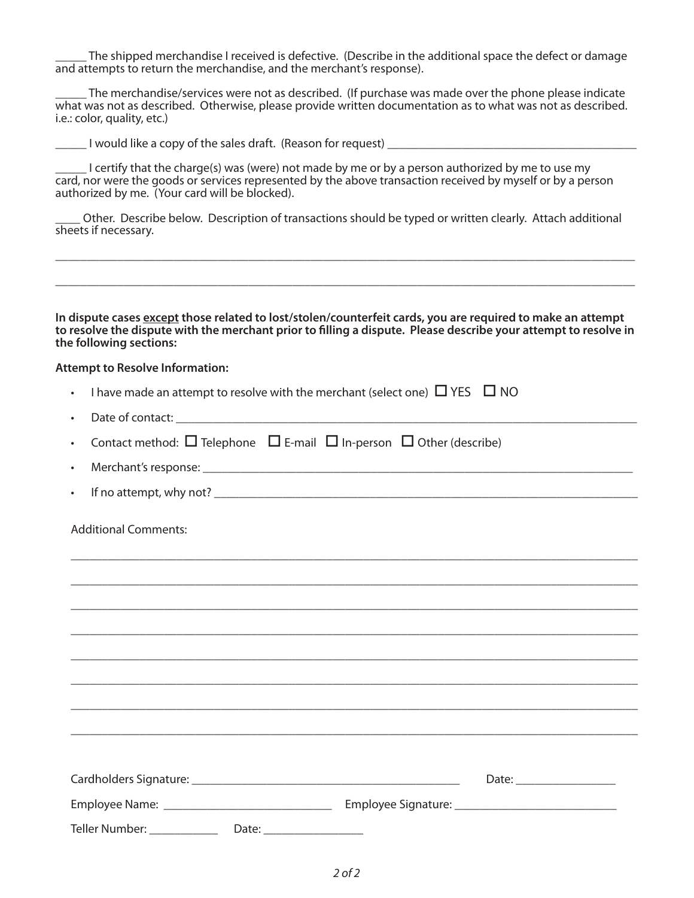_____ The shipped merchandise I received is defective. (Describe in the additional space the defect or damage and attempts to return the merchandise, and the merchant's response).

_____ The merchandise/services were not as described. (If purchase was made over the phone please indicate what was not as described. Otherwise, please provide written documentation as to what was not as described. i.e.: color, quality, etc.)

_____ I would like a copy of the sales draft. (Reason for request) ________________________________________

_____ I certify that the charge(s) was (were) not made by me or by a person authorized by me to use my card, nor were the goods or services represented by the above transaction received by myself or by a person authorized by me. (Your card will be blocked).

____ Other. Describe below. Description of transactions should be typed or written clearly. Attach additional sheets if necessary.

______________________________________________________________________________________________

______________________________________________________________________________________________

**In dispute cases <u>except</u> those related to lost/stolen/counterfeit cards, you are required to make an attempt to resolve the dispute with the merchant prior to filling a dispute. Please describe your attempt to resolve in the following sections:**

**Attempt to Resolve Information:**

- I have made an attempt to resolve with the merchant (select one) ☐ YES ☐ NO
- Date of contact: ______________________________________________________________________
- Contact method: ☐ Telephone ☐ E-mail ☐ In-person ☐ Other (describe)
- Merchant's response: __________________________________________________________________
- If no attempt, why not? ________________________________________________________________

Additional Comments:

______________________________________________________________________________________________

______________________________________________________________________________________________

______________________________________________________________________________________________

______________________________________________________________________________________________

______________________________________________________________________________________________

______________________________________________________________________________________________

______________________________________________________________________________________________

______________________________________________________________________________________________

Cardholders Signature: ____________________________________________ Date: ________________

Employee Name: ____________________________ Employee Signature: ___________________________

Teller Number: ___________ Date: ________________